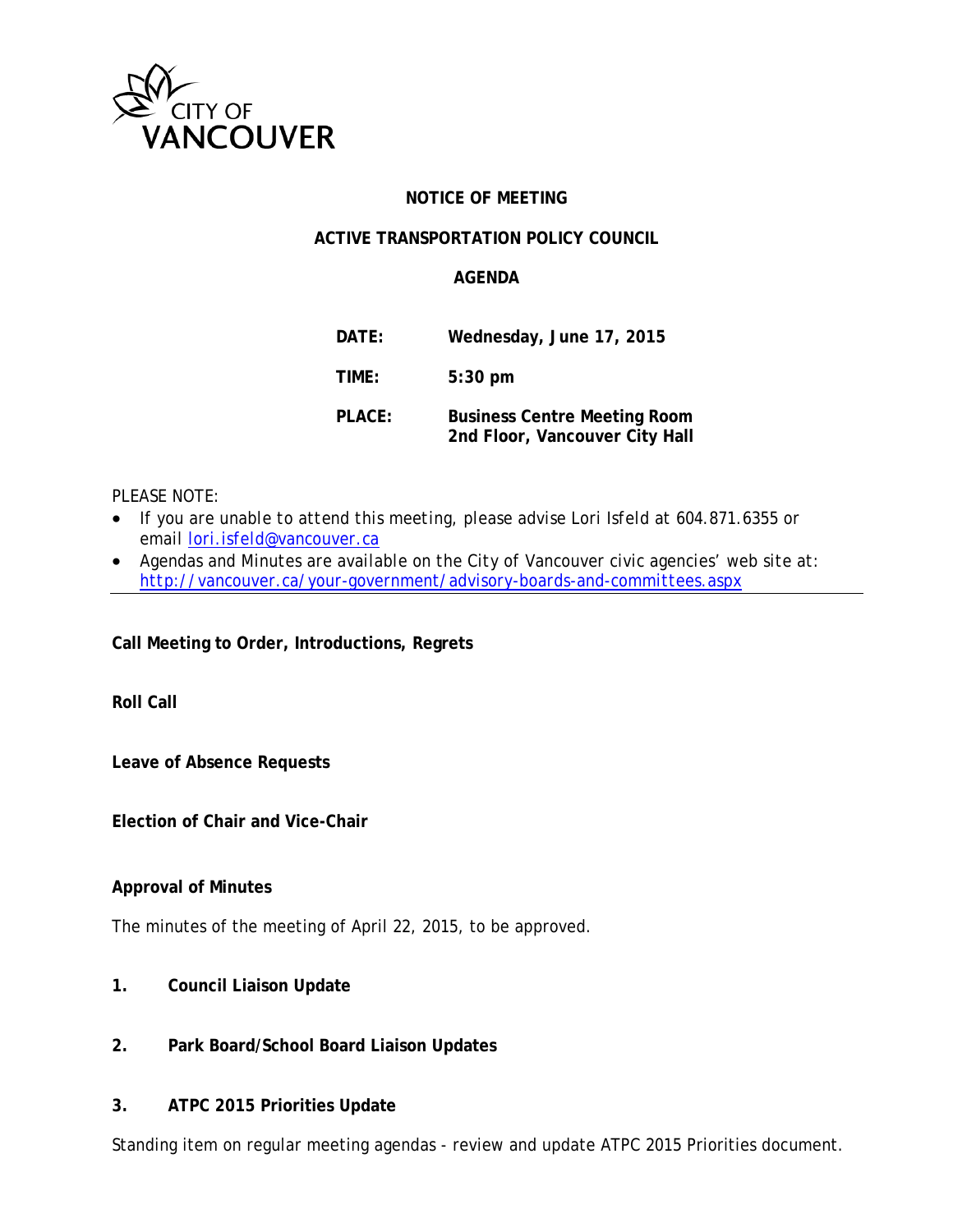CITY OF VANCOUVER

# NOTICE OF MEETING

## ACTIVE TRANSPORTATION POLICY COUNCIL

## AGENDA

**DATE:** Wednesday, June 17, 2015

**TIME:** 5:30 pm

**PLACE:** Business Centre Meeting Room
2nd Floor, Vancouver City Hall

PLEASE NOTE:

- If you are unable to attend this meeting, please advise Lori Isfeld at 604.871.6355 or email lori.isfeld@vancouver.ca
- Agendas and Minutes are available on the City of Vancouver civic agencies' web site at: http://vancouver.ca/your-government/advisory-boards-and-committees.aspx

---

**Call Meeting to Order, Introductions, Regrets**

**Roll Call**

**Leave of Absence Requests**

**Election of Chair and Vice-Chair**

**Approval of Minutes**

The minutes of the meeting of April 22, 2015, to be approved.

**1. Council Liaison Update**

**2. Park Board/School Board Liaison Updates**

**3. ATPC 2015 Priorities Update**

Standing item on regular meeting agendas - review and update ATPC 2015 Priorities document.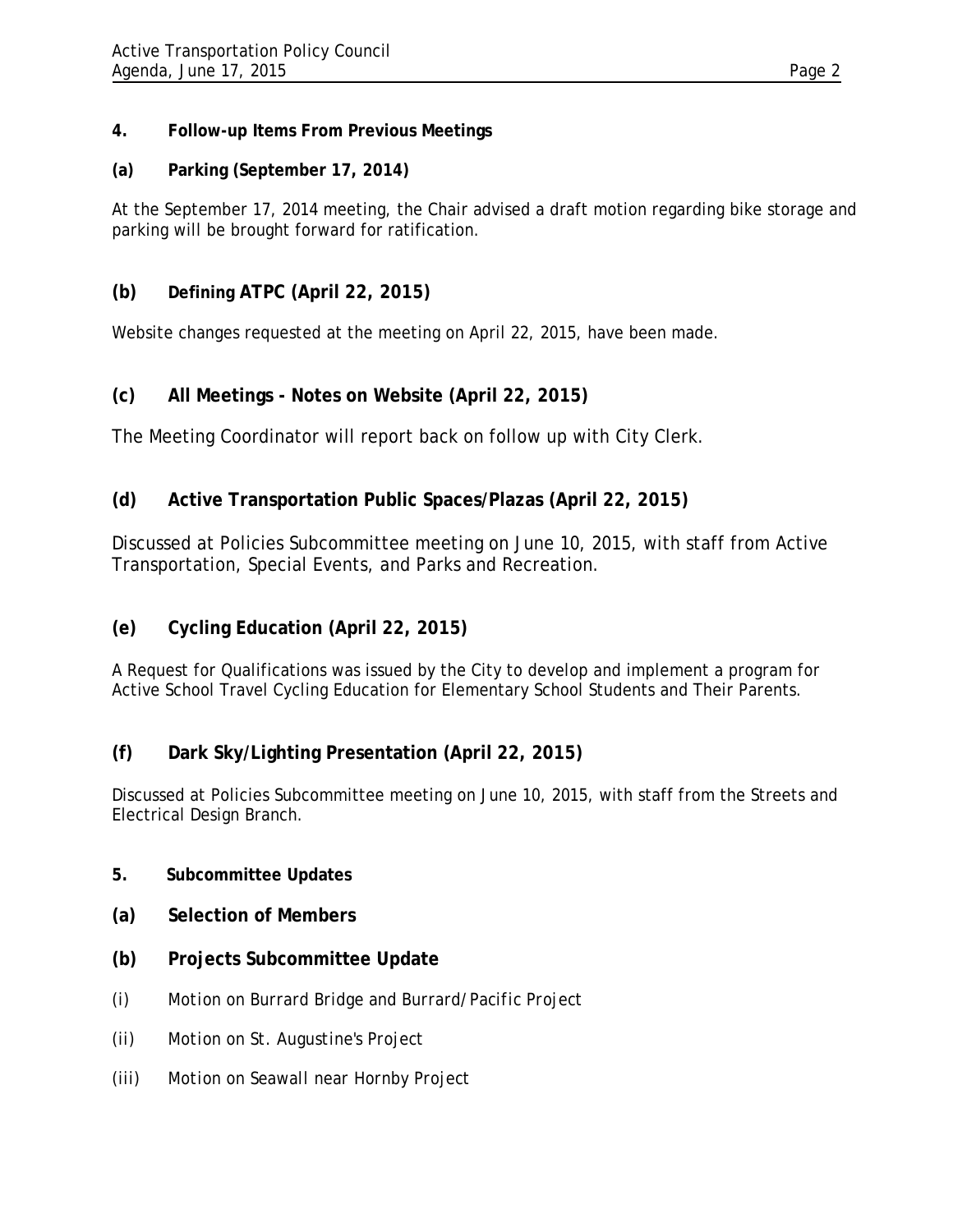**4. Follow-up Items From Previous Meetings**

**(a) Parking (September 17, 2014)**

At the September 17, 2014 meeting, the Chair advised a draft motion regarding bike storage and parking will be brought forward for ratification.

**(b) Defining ATPC (April 22, 2015)**

Website changes requested at the meeting on April 22, 2015, have been made.

**(c) All Meetings - Notes on Website (April 22, 2015)**

The Meeting Coordinator will report back on follow up with City Clerk.

**(d) Active Transportation Public Spaces/Plazas (April 22, 2015)**

Discussed at Policies Subcommittee meeting on June 10, 2015, with staff from Active Transportation, Special Events, and Parks and Recreation.

**(e) Cycling Education (April 22, 2015)**

A Request for Qualifications was issued by the City to develop and implement a program for Active School Travel Cycling Education for Elementary School Students and Their Parents.

**(f) Dark Sky/Lighting Presentation (April 22, 2015)**

Discussed at Policies Subcommittee meeting on June 10, 2015, with staff from the Streets and Electrical Design Branch.

**5. Subcommittee Updates**

**(a) Selection of Members**

**(b) Projects Subcommittee Update**

(i) Motion on Burrard Bridge and Burrard/Pacific Project

(ii) Motion on St. Augustine's Project

(iii) Motion on Seawall near Hornby Project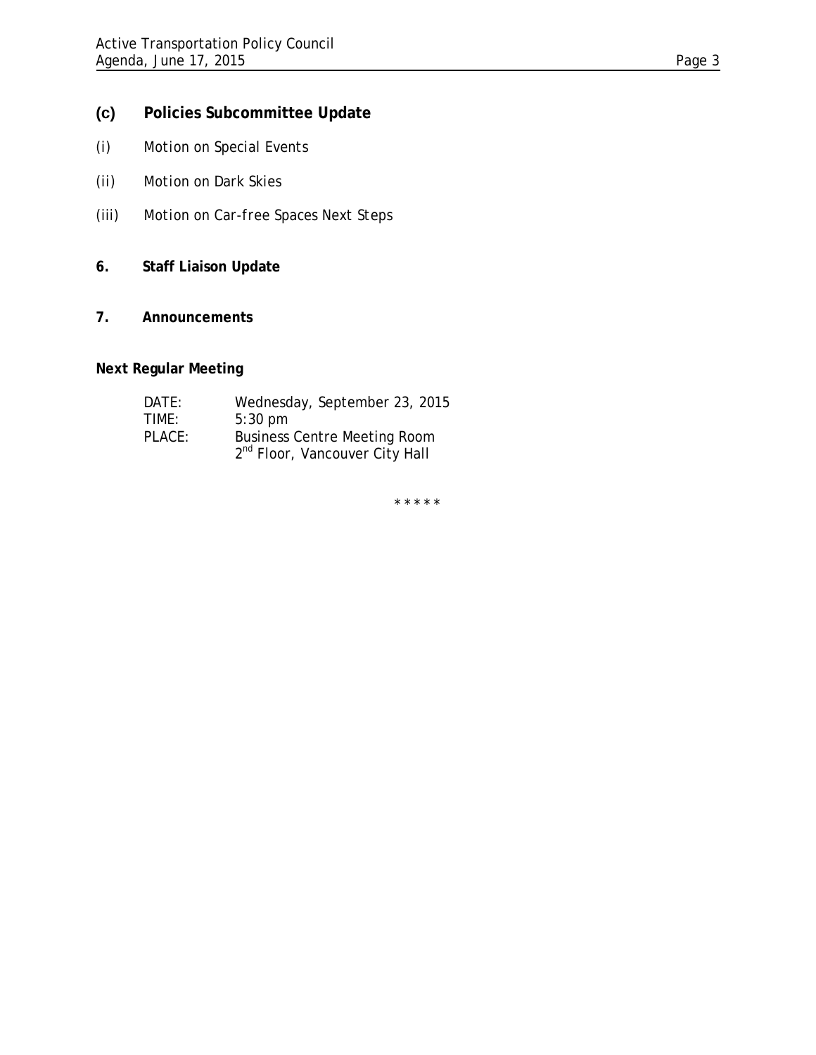### (c) Policies Subcommittee Update

(i) Motion on Special Events

(ii) Motion on Dark Skies

(iii) Motion on Car-free Spaces Next Steps

## 6. Staff Liaison Update

## 7. Announcements

**Next Regular Meeting**

| | |
|---|---|
| DATE: | Wednesday, September 23, 2015 |
| TIME: | 5:30 pm |
| PLACE: | Business Centre Meeting Room<br>2nd Floor, Vancouver City Hall |

\* \* \* \* \*